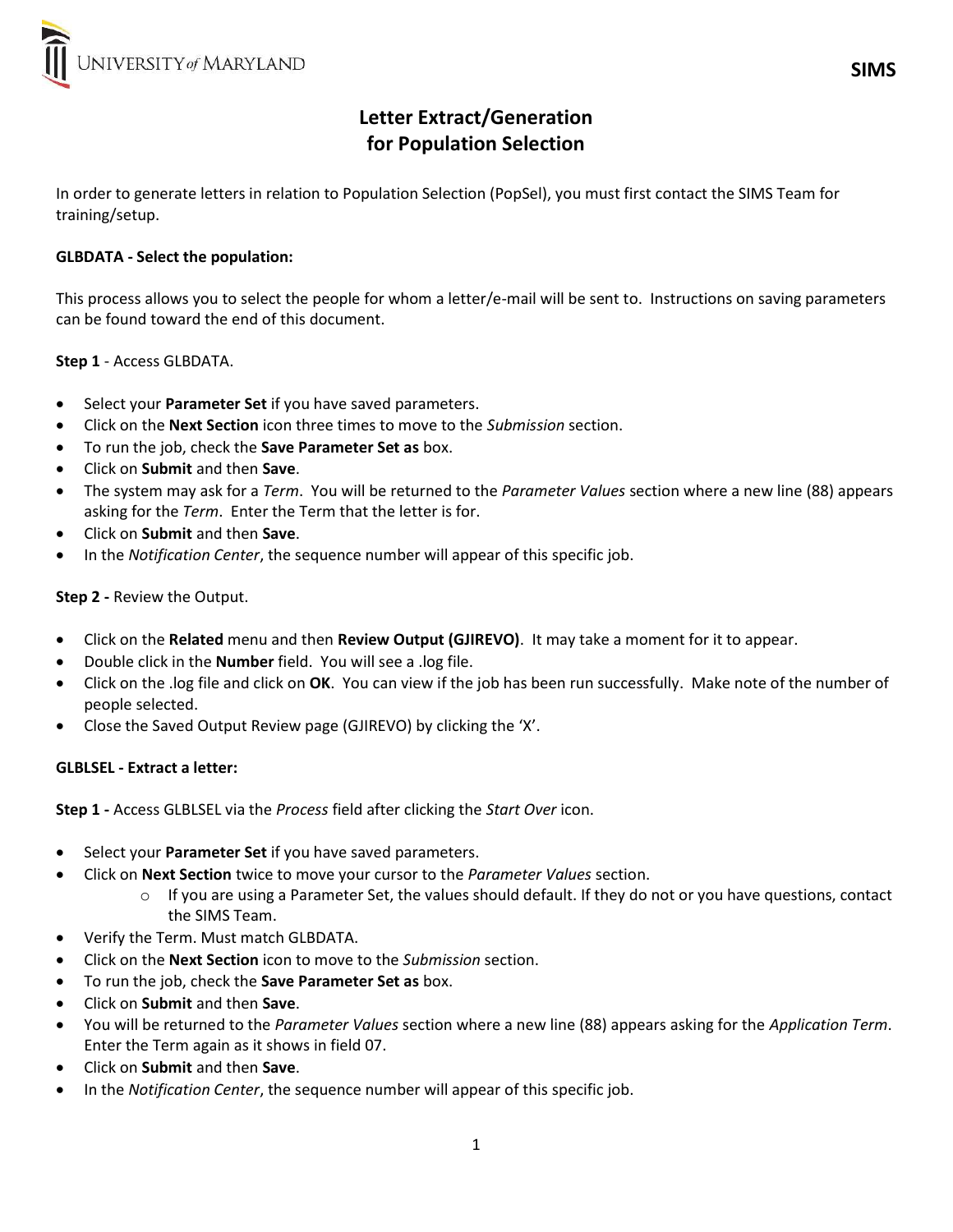# Letter Extract/Generation for Population Selection

In order to generate letters in relation to Population Selection (PopSel), you must first contact the SIMS Team for training/setup.

**GLBDATA - Select the population:**

This process allows you to select the people for whom a letter/e-mail will be sent to. Instructions on saving parameters can be found toward the end of this document.

**Step 1** - Access GLBDATA.

- Select your **Parameter Set** if you have saved parameters.
- Click on the **Next Section** icon three times to move to the *Submission* section.
- To run the job, check the **Save Parameter Set as** box.
- Click on **Submit** and then **Save**.
- The system may ask for a *Term*. You will be returned to the *Parameter Values* section where a new line (88) appears asking for the *Term*. Enter the Term that the letter is for.
- Click on **Submit** and then **Save**.
- In the *Notification Center*, the sequence number will appear of this specific job.

**Step 2 -** Review the Output.

- Click on the **Related** menu and then **Review Output (GJIREVO)**. It may take a moment for it to appear.
- Double click in the **Number** field. You will see a .log file.
- Click on the .log file and click on **OK**. You can view if the job has been run successfully. Make note of the number of people selected.
- Close the Saved Output Review page (GJIREVO) by clicking the 'X'.

**GLBLSEL - Extract a letter:**

**Step 1 -** Access GLBLSEL via the *Process* field after clicking the *Start Over* icon.

- Select your **Parameter Set** if you have saved parameters.
- Click on **Next Section** twice to move your cursor to the *Parameter Values* section.
  - If you are using a Parameter Set, the values should default. If they do not or you have questions, contact the SIMS Team.
- Verify the Term. Must match GLBDATA.
- Click on the **Next Section** icon to move to the *Submission* section.
- To run the job, check the **Save Parameter Set as** box.
- Click on **Submit** and then **Save**.
- You will be returned to the *Parameter Values* section where a new line (88) appears asking for the *Application Term*. Enter the Term again as it shows in field 07.
- Click on **Submit** and then **Save**.
- In the *Notification Center*, the sequence number will appear of this specific job.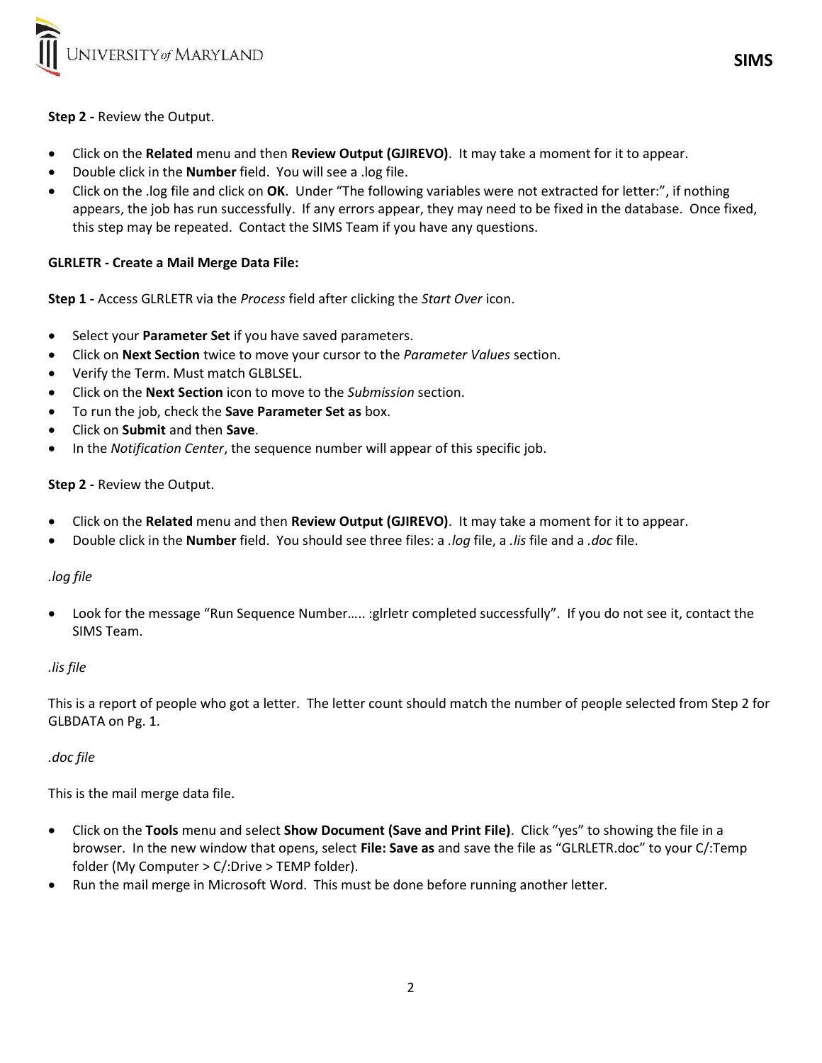**Step 2 -** Review the Output.

- Click on the **Related** menu and then **Review Output (GJIREVO)**. It may take a moment for it to appear.
- Double click in the **Number** field. You will see a .log file.
- Click on the .log file and click on **OK**. Under "The following variables were not extracted for letter:", if nothing appears, the job has run successfully. If any errors appear, they may need to be fixed in the database. Once fixed, this step may be repeated. Contact the SIMS Team if you have any questions.

**GLRLETR - Create a Mail Merge Data File:**

**Step 1 -** Access GLRLETR via the *Process* field after clicking the *Start Over* icon.

- Select your **Parameter Set** if you have saved parameters.
- Click on **Next Section** twice to move your cursor to the *Parameter Values* section.
- Verify the Term. Must match GLBLSEL.
- Click on the **Next Section** icon to move to the *Submission* section.
- To run the job, check the **Save Parameter Set as** box.
- Click on **Submit** and then **Save**.
- In the *Notification Center*, the sequence number will appear of this specific job.

**Step 2 -** Review the Output.

- Click on the **Related** menu and then **Review Output (GJIREVO)**. It may take a moment for it to appear.
- Double click in the **Number** field. You should see three files: a *.log* file, a *.lis* file and a *.doc* file.

*.log file*

- Look for the message "Run Sequence Number….. :glrletr completed successfully". If you do not see it, contact the SIMS Team.

*.lis file*

This is a report of people who got a letter. The letter count should match the number of people selected from Step 2 for GLBDATA on Pg. 1.

*.doc file*

This is the mail merge data file.

- Click on the **Tools** menu and select **Show Document (Save and Print File)**. Click "yes" to showing the file in a browser. In the new window that opens, select **File: Save as** and save the file as "GLRLETR.doc" to your C/:Temp folder (My Computer > C/:Drive > TEMP folder).
- Run the mail merge in Microsoft Word. This must be done before running another letter.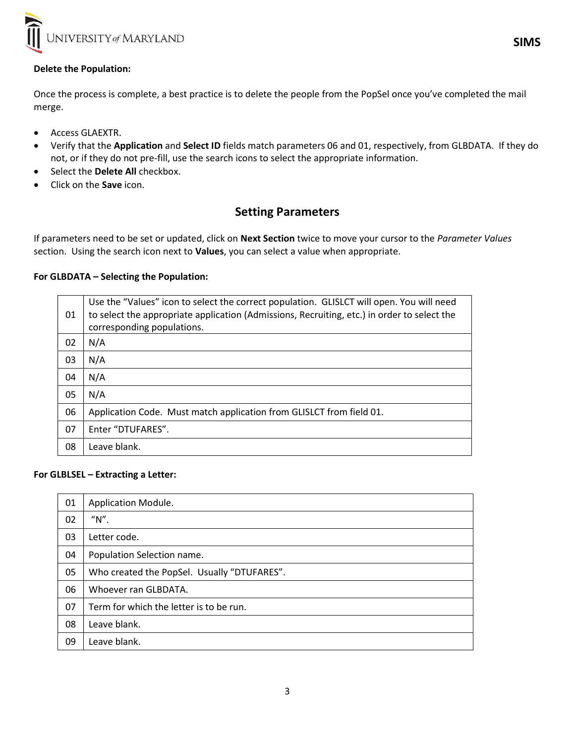**Delete the Population:**

Once the process is complete, a best practice is to delete the people from the PopSel once you've completed the mail merge.

- Access GLAEXTR.
- Verify that the **Application** and **Select ID** fields match parameters 06 and 01, respectively, from GLBDATA. If they do not, or if they do not pre-fill, use the search icons to select the appropriate information.
- Select the **Delete All** checkbox.
- Click on the **Save** icon.

## Setting Parameters

If parameters need to be set or updated, click on **Next Section** twice to move your cursor to the *Parameter Values* section. Using the search icon next to **Values**, you can select a value when appropriate.

**For GLBDATA – Selecting the Population:**

| | |
|---|---|
| 01 | Use the "Values" icon to select the correct population. GLISLCT will open. You will need to select the appropriate application (Admissions, Recruiting, etc.) in order to select the corresponding populations. |
| 02 | N/A |
| 03 | N/A |
| 04 | N/A |
| 05 | N/A |
| 06 | Application Code. Must match application from GLISLCT from field 01. |
| 07 | Enter "DTUFARES". |
| 08 | Leave blank. |

**For GLBLSEL – Extracting a Letter:**

| | |
|---|---|
| 01 | Application Module. |
| 02 | "N". |
| 03 | Letter code. |
| 04 | Population Selection name. |
| 05 | Who created the PopSel. Usually "DTUFARES". |
| 06 | Whoever ran GLBDATA. |
| 07 | Term for which the letter is to be run. |
| 08 | Leave blank. |
| 09 | Leave blank. |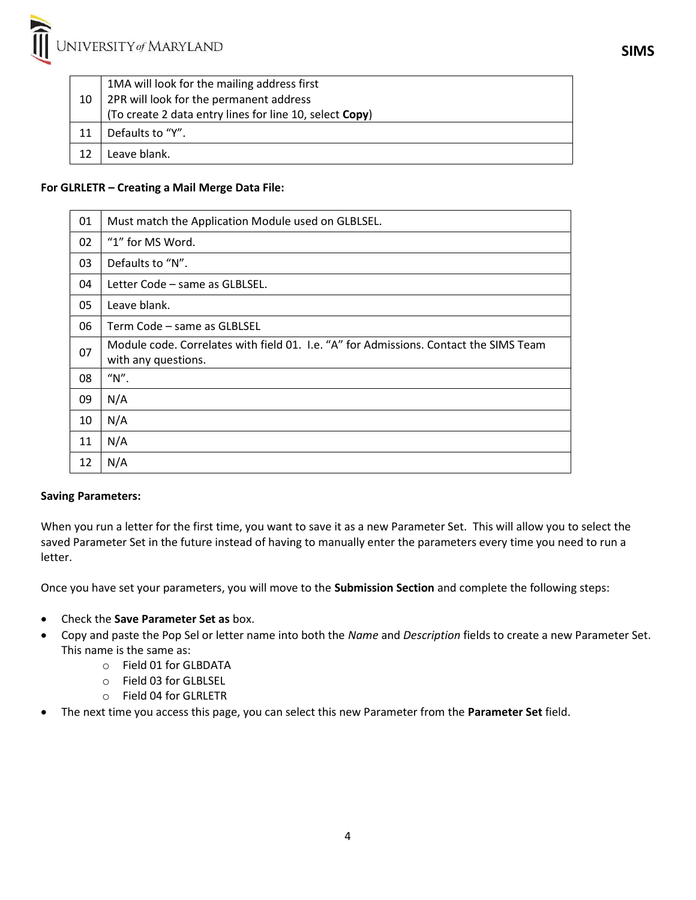| | |
|---|---|
| 10 | 1MA will look for the mailing address first<br>2PR will look for the permanent address<br>(To create 2 data entry lines for line 10, select **Copy**) |
| 11 | Defaults to "Y". |
| 12 | Leave blank. |

**For GLRLETR – Creating a Mail Merge Data File:**

| | |
|---|---|
| 01 | Must match the Application Module used on GLBLSEL. |
| 02 | "1" for MS Word. |
| 03 | Defaults to "N". |
| 04 | Letter Code – same as GLBLSEL. |
| 05 | Leave blank. |
| 06 | Term Code – same as GLBLSEL |
| 07 | Module code. Correlates with field 01. I.e. "A" for Admissions. Contact the SIMS Team with any questions. |
| 08 | "N". |
| 09 | N/A |
| 10 | N/A |
| 11 | N/A |
| 12 | N/A |

**Saving Parameters:**

When you run a letter for the first time, you want to save it as a new Parameter Set. This will allow you to select the saved Parameter Set in the future instead of having to manually enter the parameters every time you need to run a letter.

Once you have set your parameters, you will move to the **Submission Section** and complete the following steps:

- Check the **Save Parameter Set as** box.
- Copy and paste the Pop Sel or letter name into both the *Name* and *Description* fields to create a new Parameter Set. This name is the same as:
    - Field 01 for GLBDATA
    - Field 03 for GLBLSEL
    - Field 04 for GLRLETR
- The next time you access this page, you can select this new Parameter from the **Parameter Set** field.